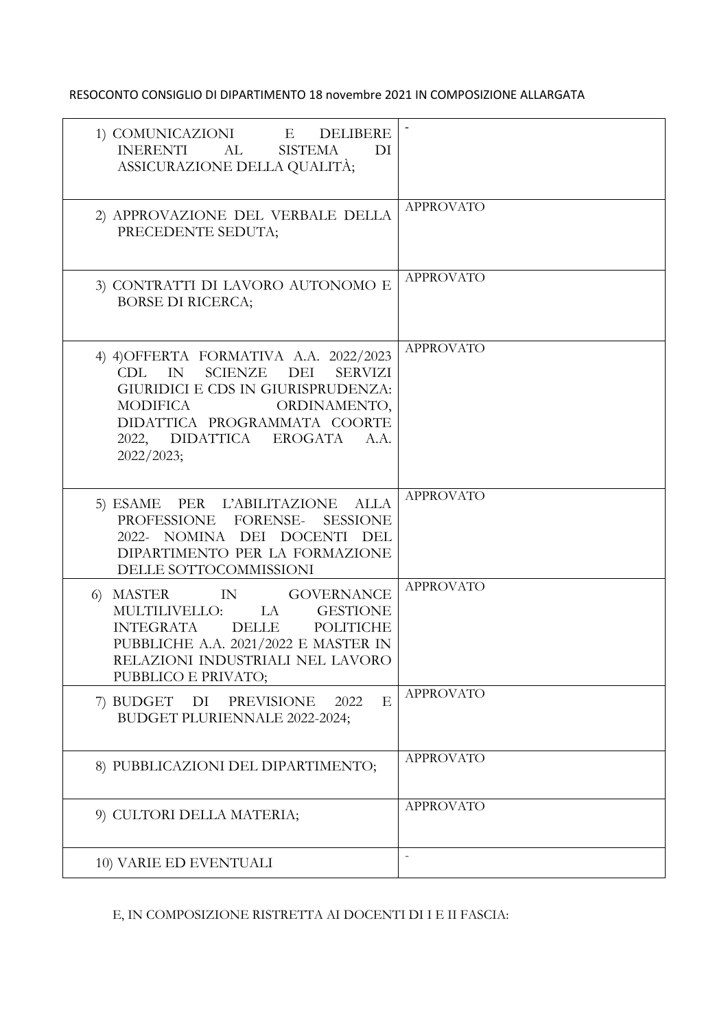RESOCONTO CONSIGLIO DI DIPARTIMENTO 18 novembre 2021 IN COMPOSIZIONE ALLARGATA

| | |
|---|---|
| 1) COMUNICAZIONI E DELIBERE INERENTI AL SISTEMA DI ASSICURAZIONE DELLA QUALITÀ; | - |
| 2) APPROVAZIONE DEL VERBALE DELLA PRECEDENTE SEDUTA; | APPROVATO |
| 3) CONTRATTI DI LAVORO AUTONOMO E BORSE DI RICERCA; | APPROVATO |
| 4) 4)OFFERTA FORMATIVA A.A. 2022/2023 CDL IN SCIENZE DEI SERVIZI GIURIDICI E CDS IN GIURISPRUDENZA: MODIFICA ORDINAMENTO, DIDATTICA PROGRAMMATA COORTE 2022, DIDATTICA EROGATA A.A. 2022/2023; | APPROVATO |
| 5) ESAME PER L'ABILITAZIONE ALLA PROFESSIONE FORENSE- SESSIONE 2022- NOMINA DEI DOCENTI DEL DIPARTIMENTO PER LA FORMAZIONE DELLE SOTTOCOMMISSIONI | APPROVATO |
| 6) MASTER IN GOVERNANCE MULTILIVELLO: LA GESTIONE INTEGRATA DELLE POLITICHE PUBBLICHE A.A. 2021/2022 E MASTER IN RELAZIONI INDUSTRIALI NEL LAVORO PUBBLICO E PRIVATO; | APPROVATO |
| 7) BUDGET DI PREVISIONE 2022 E BUDGET PLURIENNALE 2022-2024; | APPROVATO |
| 8) PUBBLICAZIONI DEL DIPARTIMENTO; | APPROVATO |
| 9) CULTORI DELLA MATERIA; | APPROVATO |
| 10) VARIE ED EVENTUALI | - |

E, IN COMPOSIZIONE RISTRETTA AI DOCENTI DI I E II FASCIA: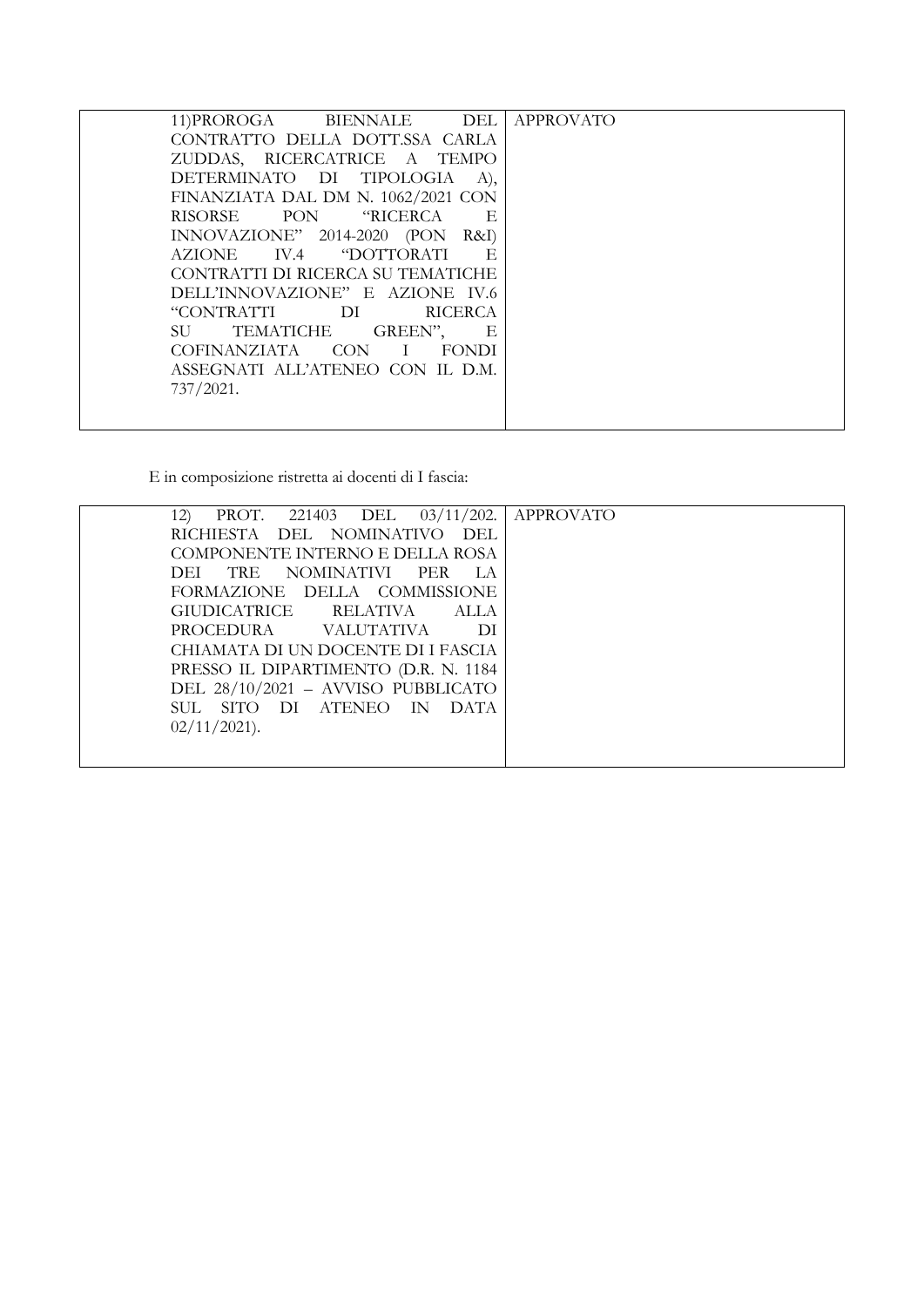| | |
|---|---|
| 11)PROROGA BIENNALE DEL CONTRATTO DELLA DOTT.SSA CARLA ZUDDAS, RICERCATRICE A TEMPO DETERMINATO DI TIPOLOGIA A), FINANZIATA DAL DM N. 1062/2021 CON RISORSE PON "RICERCA E INNOVAZIONE" 2014-2020 (PON R&I) AZIONE IV.4 "DOTTORATI E CONTRATTI DI RICERCA SU TEMATICHE DELL'INNOVAZIONE" E AZIONE IV.6 "CONTRATTI DI RICERCA SU TEMATICHE GREEN", E COFINANZIATA CON I FONDI ASSEGNATI ALL'ATENEO CON IL D.M. 737/2021. | APPROVATO |

E in composizione ristretta ai docenti di I fascia:

| | |
|---|---|
| 12) PROT. 221403 DEL 03/11/202. RICHIESTA DEL NOMINATIVO DEL COMPONENTE INTERNO E DELLA ROSA DEI TRE NOMINATIVI PER LA FORMAZIONE DELLA COMMISSIONE GIUDICATRICE RELATIVA ALLA PROCEDURA VALUTATIVA DI CHIAMATA DI UN DOCENTE DI I FASCIA PRESSO IL DIPARTIMENTO (D.R. N. 1184 DEL 28/10/2021 – AVVISO PUBBLICATO SUL SITO DI ATENEO IN DATA 02/11/2021). | APPROVATO |